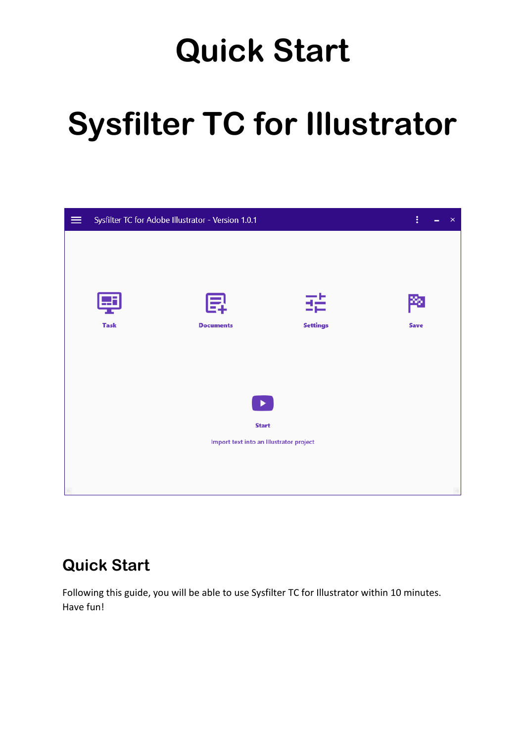# Quick Start

# Sysfilter TC for Illustrator

## Quick Start

Following this guide, you will be able to use Sysfilter TC for Illustrator within 10 minutes. Have fun!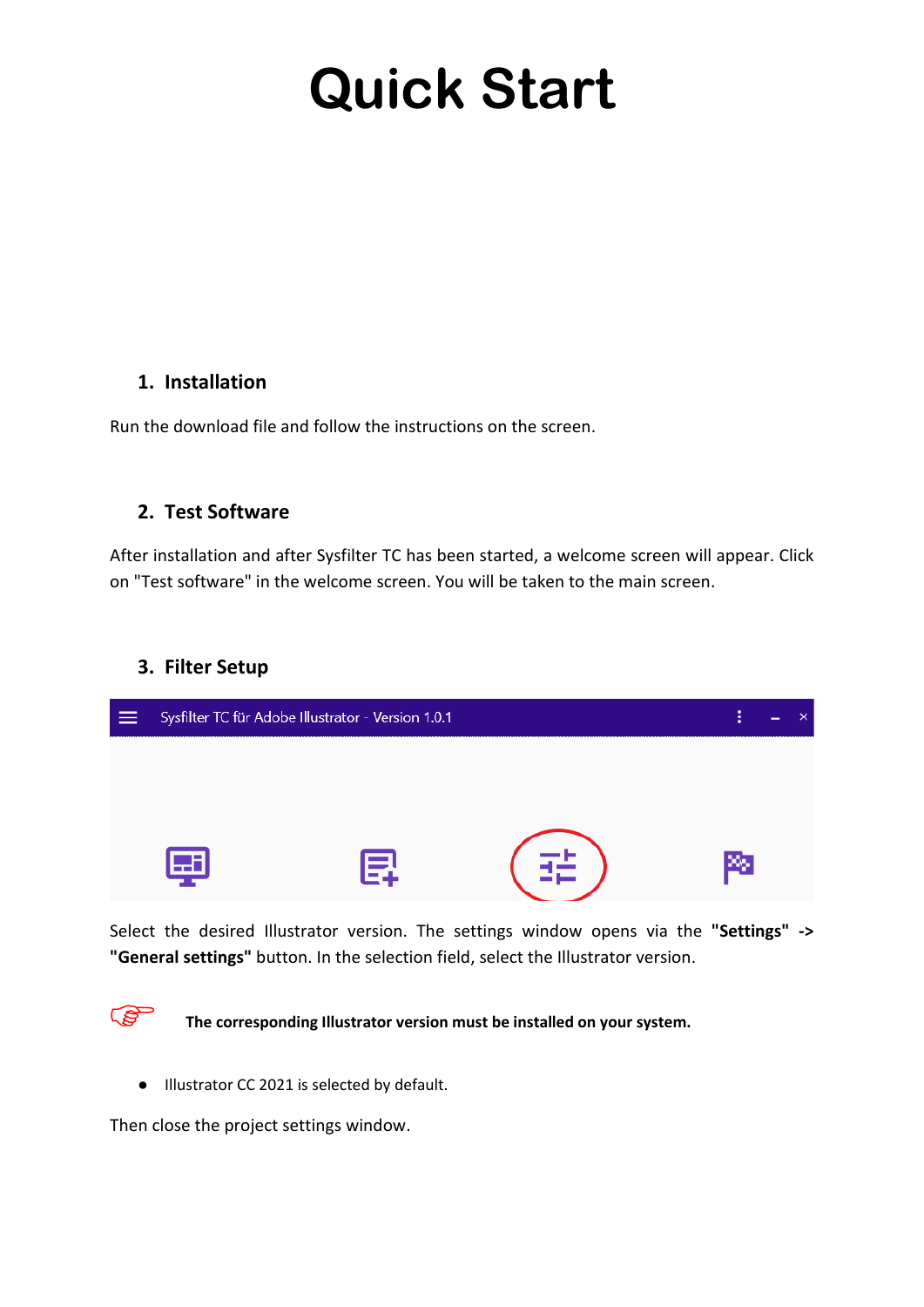# Quick Start

## 1. Installation

Run the download file and follow the instructions on the screen.

## 2. Test Software

After installation and after Sysfilter TC has been started, a welcome screen will appear. Click on "Test software" in the welcome screen. You will be taken to the main screen.

## 3. Filter Setup

Sysfilter TC für Adobe Illustrator - Version 1.0.1

Select the desired Illustrator version. The settings window opens via the **"Settings" -> "General settings"** button. In the selection field, select the Illustrator version.

**The corresponding Illustrator version must be installed on your system.**

- Illustrator CC 2021 is selected by default.

Then close the project settings window.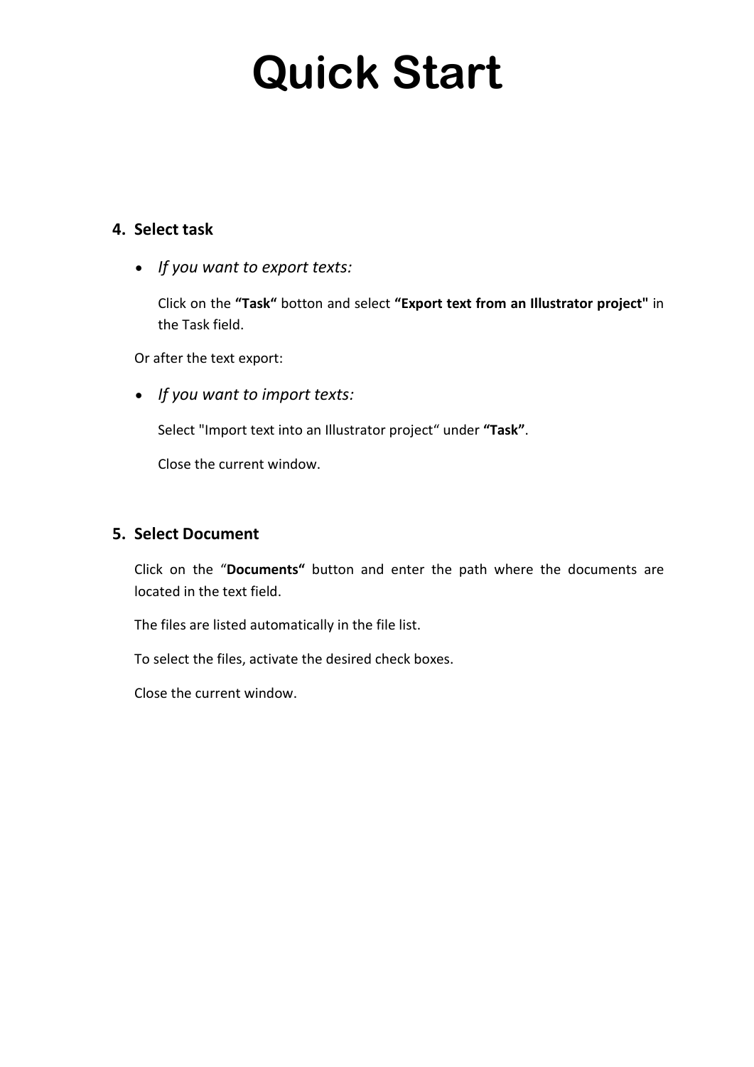# Quick Start

4. **Select task**

   - *If you want to export texts:*

     Click on the **"Task"** botton and select **"Export text from an Illustrator project"** in the Task field.

   Or after the text export:

   - *If you want to import texts:*

     Select "Import text into an Illustrator project" under **"Task"**.

     Close the current window.

5. **Select Document**

   Click on the "**Documents"** button and enter the path where the documents are located in the text field.

   The files are listed automatically in the file list.

   To select the files, activate the desired check boxes.

   Close the current window.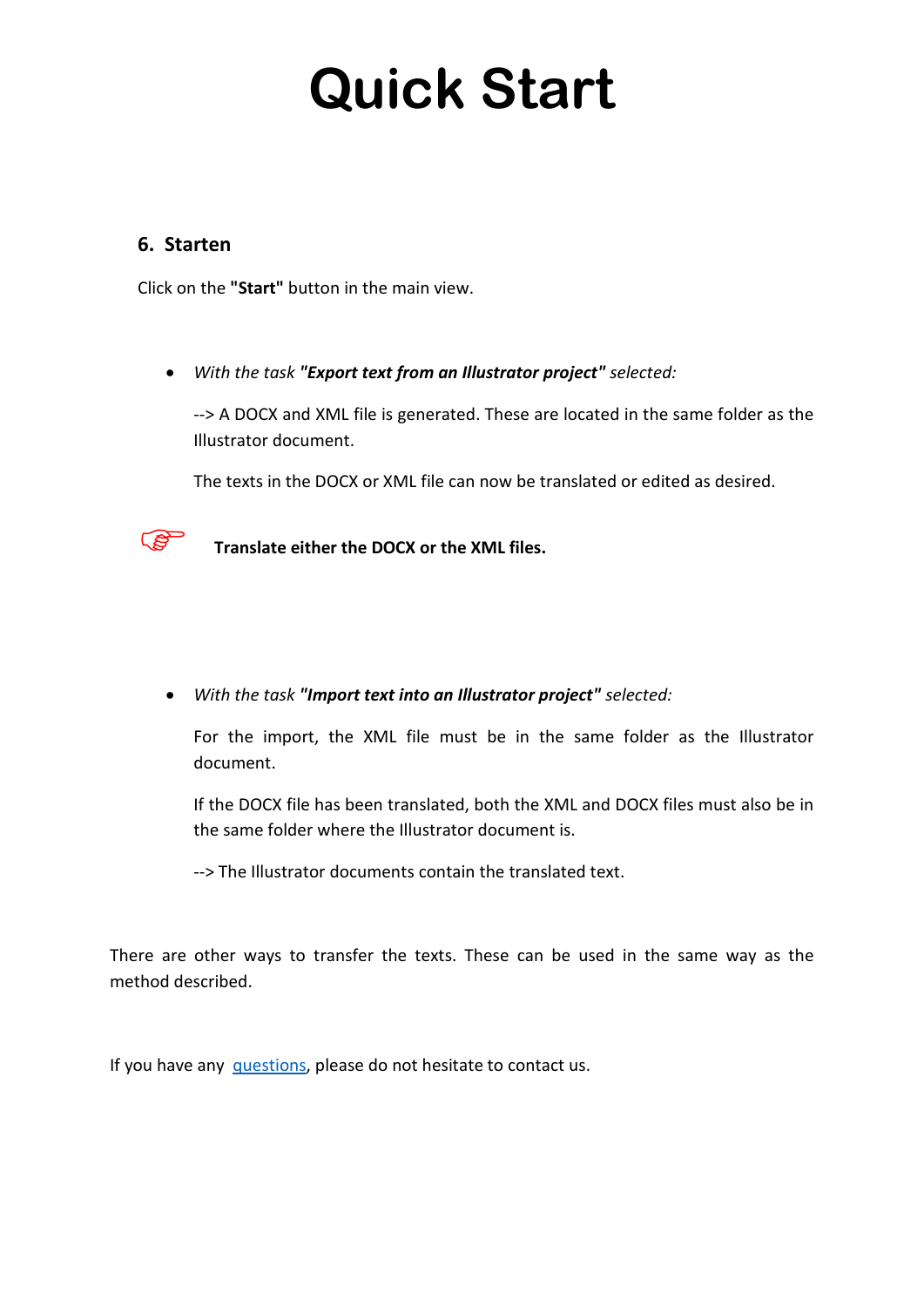# Quick Start

## 6. Starten

Click on the **"Start"** button in the main view.

- *With the task **"Export text from an Illustrator project"** selected:*

  --> A DOCX and XML file is generated. These are located in the same folder as the Illustrator document.

  The texts in the DOCX or XML file can now be translated or edited as desired.

☞ **Translate either the DOCX or the XML files.**

- *With the task **"Import text into an Illustrator project"** selected:*

  For the import, the XML file must be in the same folder as the Illustrator document.

  If the DOCX file has been translated, both the XML and DOCX files must also be in the same folder where the Illustrator document is.

  --> The Illustrator documents contain the translated text.

There are other ways to transfer the texts. These can be used in the same way as the method described.

If you have any questions, please do not hesitate to contact us.